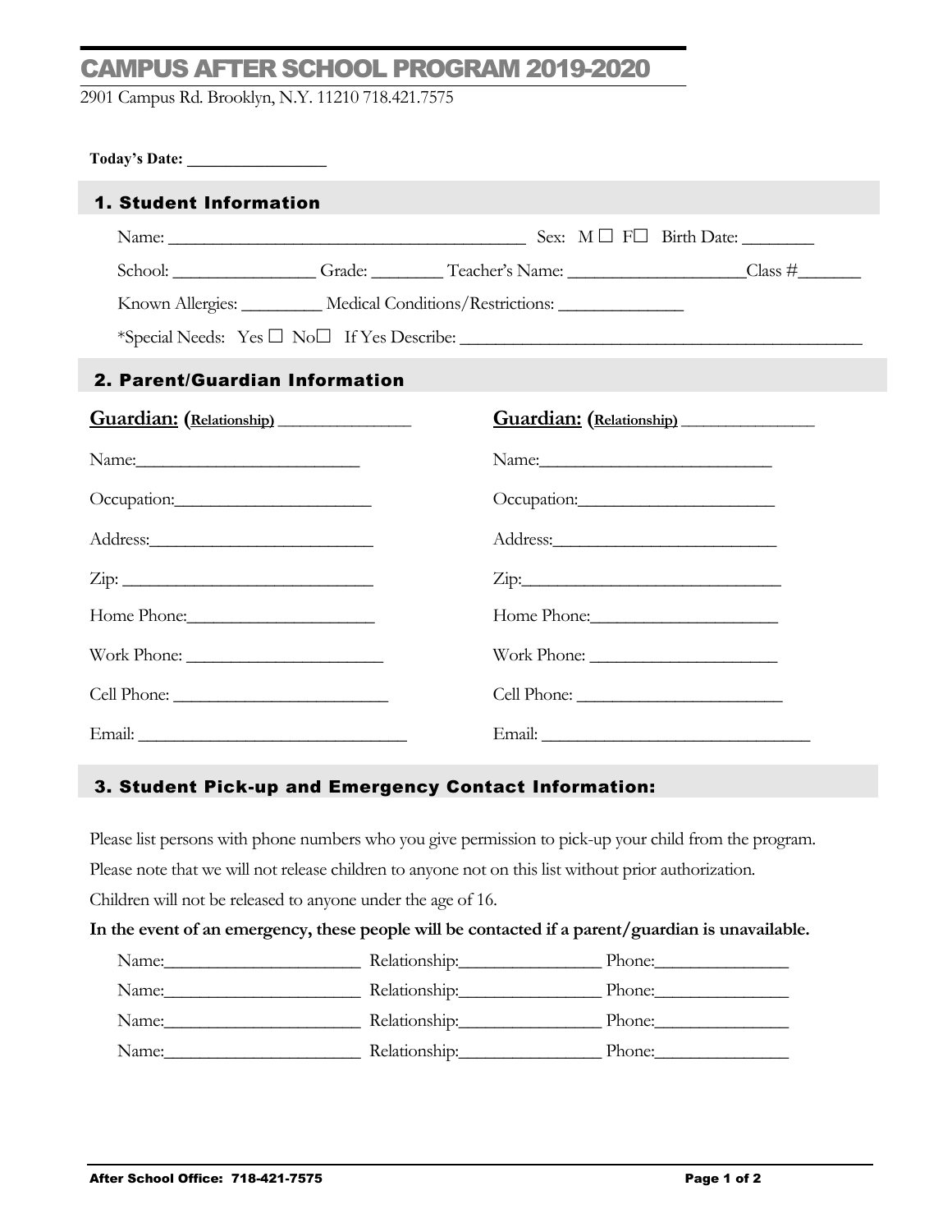# CAMPUS AFTER SCHOOL PROGRAM 2019-2020

2901 Campus Rd. Brooklyn, N.Y. 11210 718.421.7575

**Today's Date: ________________**

## 1. Student Information

Name: ________________________________________ Sex: M ☐ F☐ Birth Date: ________

School: ________________ Grade: ________ Teacher's Name: ____________________Class #_______

Known Allergies: _________ Medical Conditions/Restrictions: ______________

*Special Needs: Yes ☐ No☐ If Yes Describe: ______________________________________________

## 2. Parent/Guardian Information

| **Guardian: (Relationship)** _______________ | **Guardian: (Relationship)** _______________ |
|---|---|
| Name:_________________________ | Name:_________________________ |
| Occupation:______________________ | Occupation:______________________ |
| Address:_________________________ | Address:_________________________ |
| Zip: ____________________________ | Zip:____________________________ |
| Home Phone:_____________________ | Home Phone:_____________________ |
| Work Phone: _____________________ | Work Phone: _____________________ |
| Cell Phone: ______________________ | Cell Phone: ______________________ |
| Email: ____________________________ | Email: ____________________________ |

## 3. Student Pick-up and Emergency Contact Information:

Please list persons with phone numbers who you give permission to pick-up your child from the program.

Please note that we will not release children to anyone not on this list without prior authorization.

Children will not be released to anyone under the age of 16.

**In the event of an emergency, these people will be contacted if a parent/guardian is unavailable.**

Name:______________________ Relationship:________________ Phone:_______________

Name:______________________ Relationship:________________ Phone:_______________

Name:______________________ Relationship:________________ Phone:_______________

Name:______________________ Relationship:________________ Phone:_______________

**After School Office: 718-421-7575**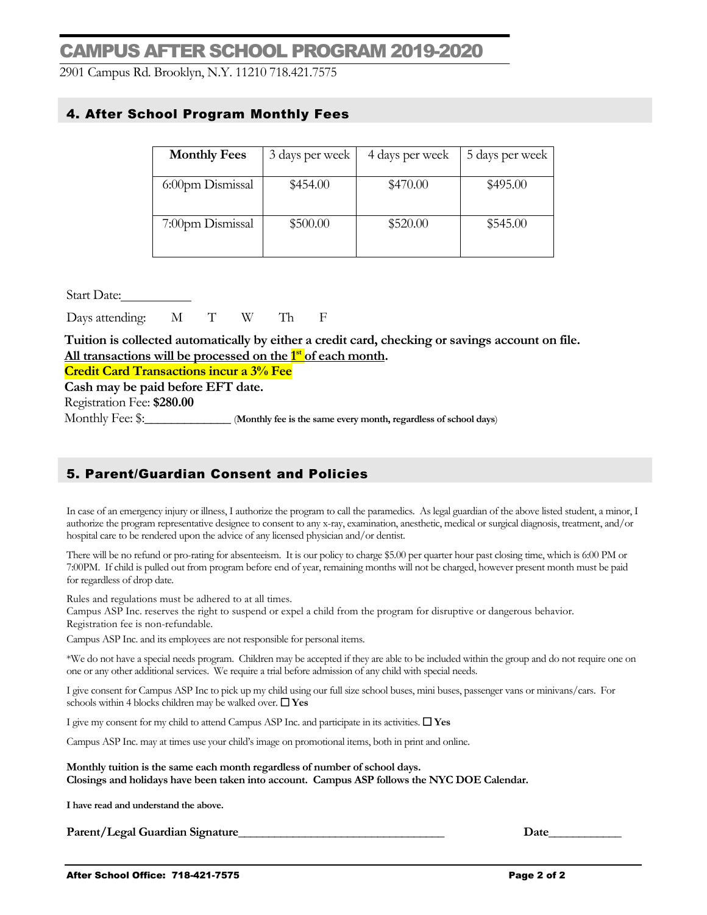# CAMPUS AFTER SCHOOL PROGRAM 2019-2020

2901 Campus Rd. Brooklyn, N.Y. 11210 718.421.7575

## 4. After School Program Monthly Fees

| Monthly Fees | 3 days per week | 4 days per week | 5 days per week |
|---|---|---|---|
| 6:00pm Dismissal | $454.00 | $470.00 | $495.00 |
| 7:00pm Dismissal | $500.00 | $520.00 | $545.00 |

Start Date:__________

Days attending: M T W Th F

**Tuition is collected automatically by either a credit card, checking or savings account on file.**
**<u>All transactions will be processed on the 1st of each month</u>.**
**Credit Card Transactions incur a 3% Fee**
**Cash may be paid before EFT date.**
Registration Fee: **$280.00**
Monthly Fee: $:______________ (**Monthly fee is the same every month, regardless of school days**)

## 5. Parent/Guardian Consent and Policies

In case of an emergency injury or illness, I authorize the program to call the paramedics. As legal guardian of the above listed student, a minor, I authorize the program representative designee to consent to any x-ray, examination, anesthetic, medical or surgical diagnosis, treatment, and/or hospital care to be rendered upon the advice of any licensed physician and/or dentist.

There will be no refund or pro-rating for absenteeism. It is our policy to charge $5.00 per quarter hour past closing time, which is 6:00 PM or 7:00PM. If child is pulled out from program before end of year, remaining months will not be charged, however present month must be paid for regardless of drop date.

Rules and regulations must be adhered to at all times.
Campus ASP Inc. reserves the right to suspend or expel a child from the program for disruptive or dangerous behavior.
Registration fee is non-refundable.

Campus ASP Inc. and its employees are not responsible for personal items.

*We do not have a special needs program. Children may be accepted if they are able to be included within the group and do not require one on one or any other additional services. We require a trial before admission of any child with special needs.

I give consent for Campus ASP Inc to pick up my child using our full size school buses, mini buses, passenger vans or minivans/cars. For schools within 4 blocks children may be walked over. ☐ **Yes**

I give my consent for my child to attend Campus ASP Inc. and participate in its activities. ☐ **Yes**

Campus ASP Inc. may at times use your child's image on promotional items, both in print and online.

**Monthly tuition is the same each month regardless of number of school days.**
**Closings and holidays have been taken into account. Campus ASP follows the NYC DOE Calendar.**

**I have read and understand the above.**

**Parent/Legal Guardian Signature**________________________________ **Date**__________

**After School Office: 718-421-7575**